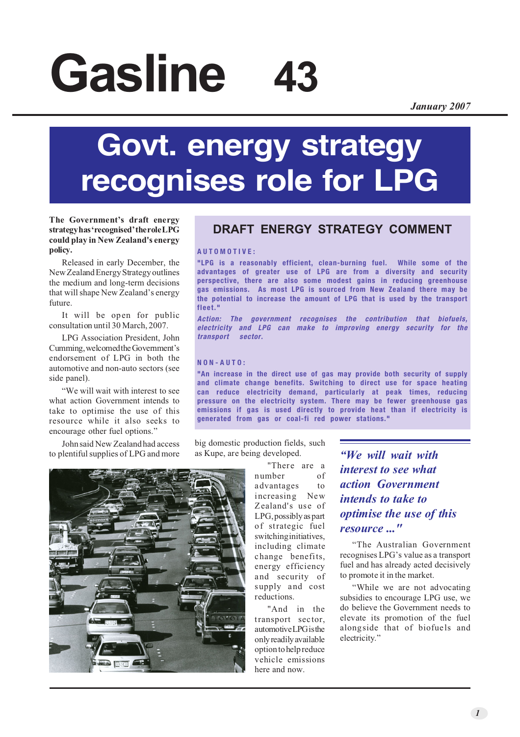# Gasline 43

*January 2007*

# Govt. energy strategy recognises role for LPG

**The Government's draft energy strategy has 'recognised' the role LPG could play in New Zealand's energy policy.**

Released in early December, the New Zealand Energy Strategy outlines the medium and long-term decisions that will shape New Zealand's energy future.

It will be open for public consultation until 30 March, 2007.

LPG Association President, John Cumming, welcomed the Government's endorsement of LPG in both the automotive and non-auto sectors (see side panel).

"We will wait with interest to see what action Government intends to take to optimise the use of this resource while it also seeks to encourage other fuel options."

John said New Zealand had access to plentiful supplies of LPG and more big domestic production fields, such as Kupe, are being developed.

"There are a number of advantages to increasing New Zealand's use of LPG, possibly as part of strategic fuel switching initiatives, including climate change benefits, energy efficiency and security of supply and cost reductions.

"And in the transport sector, automotive LPG is the only readily available option to help reduce vehicle emissions here and now.

"The Australian Government recognises LPG's value as a transport fuel and has already acted decisively to promote it in the market.

"While we are not advocating subsidies to encourage LPG use, we do believe the Government needs to elevate its promotion of the fuel alongside that of biofuels and electricity."

> ***"We will wait with interest to see what action Government intends to take to optimise the use of this resource ..."***

## DRAFT ENERGY STRATEGY COMMENT

**AUTOMOTIVE:**

**"LPG is a reasonably efficient, clean-burning fuel. While some of the advantages of greater use of LPG are from a diversity and security perspective, there are also some modest gains in reducing greenhouse gas emissions. As most LPG is sourced from New Zealand there may be the potential to increase the amount of LPG that is used by the transport fleet."**

***Action: The government recognises the contribution that biofuels, electricity and LPG can make to improving energy security for the transport sector.***

**NON-AUTO:**

**"An increase in the direct use of gas may provide both security of supply and climate change benefits. Switching to direct use for space heating can reduce electricity demand, particularly at peak times, reducing pressure on the electricity system. There may be fewer greenhouse gas emissions if gas is used directly to provide heat than if electricity is generated from gas or coal-fired power stations."**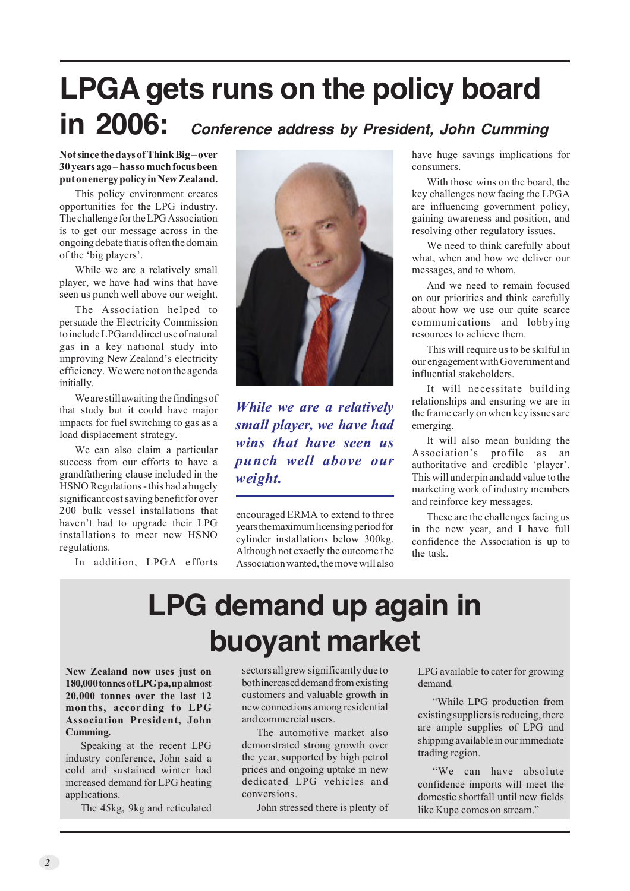# LPGA gets runs on the policy board in 2006: *Conference address by President, John Cumming*

**Not since the days of Think Big – over 30 years ago – has so much focus been put on energy policy in New Zealand.**

This policy environment creates opportunities for the LPG industry. The challenge for the LPG Association is to get our message across in the ongoing debate that is often the domain of the 'big players'.

While we are a relatively small player, we have had wins that have seen us punch well above our weight.

The Association helped to persuade the Electricity Commission to include LPG and direct use of natural gas in a key national study into improving New Zealand's electricity efficiency. We were not on the agenda initially.

We are still awaiting the findings of that study but it could have major impacts for fuel switching to gas as a load displacement strategy.

We can also claim a particular success from our efforts to have a grandfathering clause included in the HSNO Regulations - this had a hugely significant cost saving benefit for over 200 bulk vessel installations that haven't had to upgrade their LPG installations to meet new HSNO regulations.

In addition, LPGA efforts encouraged ERMA to extend to three years the maximum licensing period for cylinder installations below 300kg. Although not exactly the outcome the Association wanted, the move will also have huge savings implications for consumers.

*While we are a relatively small player, we have had wins that have seen us punch well above our weight.*

With those wins on the board, the key challenges now facing the LPGA are influencing government policy, gaining awareness and position, and resolving other regulatory issues.

We need to think carefully about what, when and how we deliver our messages, and to whom.

And we need to remain focused on our priorities and think carefully about how we use our quite scarce communications and lobbying resources to achieve them.

This will require us to be skilful in our engagement with Government and influential stakeholders.

It will necessitate building relationships and ensuring we are in the frame early on when key issues are emerging.

It will also mean building the Association's profile as an authoritative and credible 'player'. This will underpin and add value to the marketing work of industry members and reinforce key messages.

These are the challenges facing us in the new year, and I have full confidence the Association is up to the task.

# LPG demand up again in buoyant market

**New Zealand now uses just on 180,000 tonnes of LPG pa, up almost 20,000 tonnes over the last 12 months, according to LPG Association President, John Cumming.**

Speaking at the recent LPG industry conference, John said a cold and sustained winter had increased demand for LPG heating applications.

The 45kg, 9kg and reticulated sectors all grew significantly due to both increased demand from existing customers and valuable growth in new connections among residential and commercial users.

The automotive market also demonstrated strong growth over the year, supported by high petrol prices and ongoing uptake in new dedicated LPG vehicles and conversions.

John stressed there is plenty of LPG available to cater for growing demand.

"While LPG production from existing suppliers is reducing, there are ample supplies of LPG and shipping available in our immediate trading region.

"We can have absolute confidence imports will meet the domestic shortfall until new fields like Kupe comes on stream."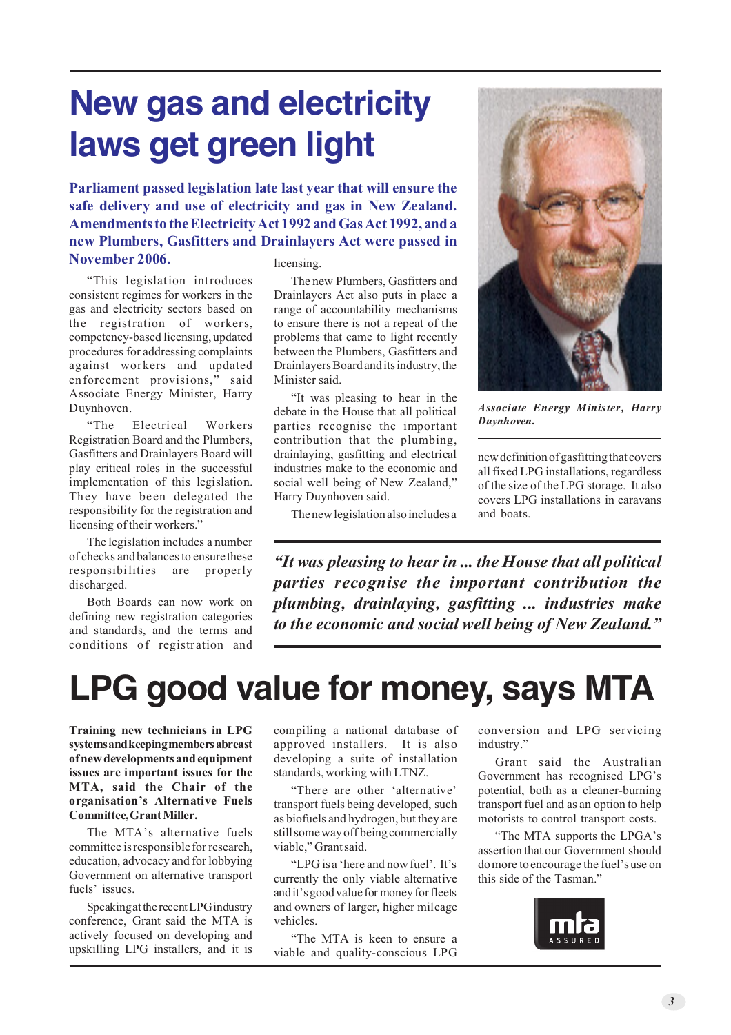# New gas and electricity laws get green light

**Parliament passed legislation late last year that will ensure the safe delivery and use of electricity and gas in New Zealand. Amendments to the Electricity Act 1992 and Gas Act 1992, and a new Plumbers, Gasfitters and Drainlayers Act were passed in November 2006.**

"This legislation introduces consistent regimes for workers in the gas and electricity sectors based on the registration of workers, competency-based licensing, updated procedures for addressing complaints against workers and updated enforcement provisions," said Associate Energy Minister, Harry Duynhoven.

"The Electrical Workers Registration Board and the Plumbers, Gasfitters and Drainlayers Board will play critical roles in the successful implementation of this legislation. They have been delegated the responsibility for the registration and licensing of their workers."

The legislation includes a number of checks and balances to ensure these responsibilities are properly discharged.

Both Boards can now work on defining new registration categories and standards, and the terms and conditions of registration and licensing.

The new Plumbers, Gasfitters and Drainlayers Act also puts in place a range of accountability mechanisms to ensure there is not a repeat of the problems that came to light recently between the Plumbers, Gasfitters and Drainlayers Board and its industry, the Minister said.

"It was pleasing to hear in the debate in the House that all political parties recognise the important contribution that the plumbing, drainlaying, gasfitting and electrical industries make to the economic and social well being of New Zealand," Harry Duynhoven said.

The new legislation also includes a new definition of gasfitting that covers all fixed LPG installations, regardless of the size of the LPG storage. It also covers LPG installations in caravans and boats.

*Associate Energy Minister, Harry Duynhoven.*

> *"It was pleasing to hear in ... the House that all political parties recognise the important contribution the plumbing, drainlaying, gasfitting ... industries make to the economic and social well being of New Zealand."*

# LPG good value for money, says MTA

**Training new technicians in LPG systems and keeping members abreast of new developments and equipment issues are important issues for the MTA, said the Chair of the organisation's Alternative Fuels Committee, Grant Miller.**

The MTA's alternative fuels committee is responsible for research, education, advocacy and for lobbying Government on alternative transport fuels' issues.

Speaking at the recent LPG industry conference, Grant said the MTA is actively focused on developing and upskilling LPG installers, and it is compiling a national database of approved installers. It is also developing a suite of installation standards, working with LTNZ.

"There are other 'alternative' transport fuels being developed, such as biofuels and hydrogen, but they are still some way off being commercially viable," Grant said.

"LPG is a 'here and now fuel'. It's currently the only viable alternative and it's good value for money for fleets and owners of larger, higher mileage vehicles.

"The MTA is keen to ensure a viable and quality-conscious LPG conversion and LPG servicing industry."

Grant said the Australian Government has recognised LPG's potential, both as a cleaner-burning transport fuel and as an option to help motorists to control transport costs.

"The MTA supports the LPGA's assertion that our Government should do more to encourage the fuel's use on this side of the Tasman."

mta ASSURED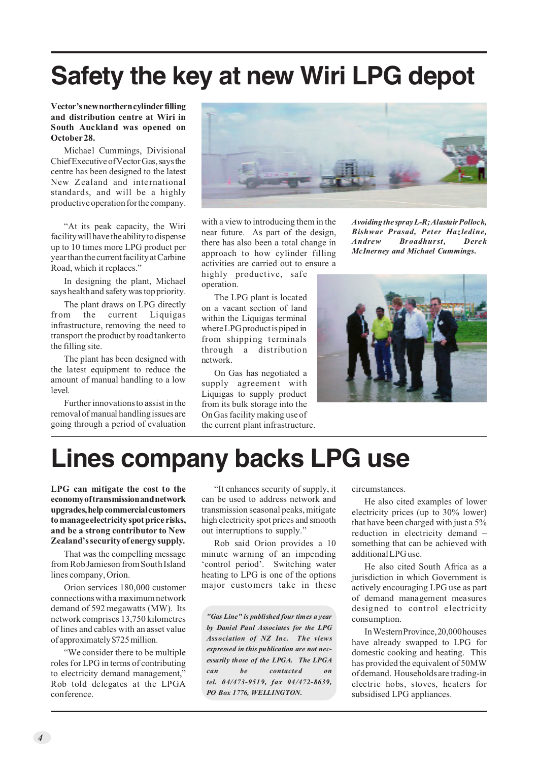# Safety the key at new Wiri LPG depot

**Vector's new northern cylinder filling and distribution centre at Wiri in South Auckland was opened on October 28.**

Michael Cummings, Divisional Chief Executive of Vector Gas, says the centre has been designed to the latest New Zealand and international standards, and will be a highly productive operation for the company.

"At its peak capacity, the Wiri facility will have the ability to dispense up to 10 times more LPG product per year than the current facility at Carbine Road, which it replaces."

In designing the plant, Michael says health and safety was top priority.

The plant draws on LPG directly from the current Liquigas infrastructure, removing the need to transport the product by road tanker to the filling site.

The plant has been designed with the latest equipment to reduce the amount of manual handling to a low level.

Further innovations to assist in the removal of manual handling issues are going through a period of evaluation with a view to introducing them in the near future. As part of the design, there has also been a total change in approach to how cylinder filling activities are carried out to ensure a highly productive, safe operation.

The LPG plant is located on a vacant section of land within the Liquigas terminal where LPG product is piped in from shipping terminals through a distribution network.

On Gas has negotiated a supply agreement with Liquigas to supply product from its bulk storage into the On Gas facility making use of the current plant infrastructure.

***Avoiding the spray L-R; Alastair Pollock, Bishwar Prasad, Peter Hazledine, Andrew Broadhurst, Derek McInerney and Michael Cummings.***

# Lines company backs LPG use

**LPG can mitigate the cost to the economy of transmission and network upgrades, help commercial customers to manage electricity spot price risks, and be a strong contributor to New Zealand's security of energy supply.**

That was the compelling message from Rob Jamieson from South Island lines company, Orion.

Orion services 180,000 customer connections with a maximum network demand of 592 megawatts (MW). Its network comprises 13,750 kilometres of lines and cables with an asset value of approximately $725 million.

"We consider there to be multiple roles for LPG in terms of contributing to electricity demand management," Rob told delegates at the LPGA conference.

"It enhances security of supply, it can be used to address network and transmission seasonal peaks, mitigate high electricity spot prices and smooth out interruptions to supply."

Rob said Orion provides a 10 minute warning of an impending 'control period'. Switching water heating to LPG is one of the options major customers take in these circumstances.

He also cited examples of lower electricity prices (up to 30% lower) that have been charged with just a 5% reduction in electricity demand – something that can be achieved with additional LPG use.

He also cited South Africa as a jurisdiction in which Government is actively encouraging LPG use as part of demand management measures designed to control electricity consumption.

In Western Province, 20,000 houses have already swapped to LPG for domestic cooking and heating. This has provided the equivalent of 50MW of demand. Households are trading-in electric hobs, stoves, heaters for subsidised LPG appliances.

***"Gas Line" is published four times a year by Daniel Paul Associates for the LPG Association of NZ Inc. The views expressed in this publication are not necessarily those of the LPGA. The LPGA can be contacted on tel. 04/473-9519, fax 04/472-8639, PO Box 1776, WELLINGTON.***